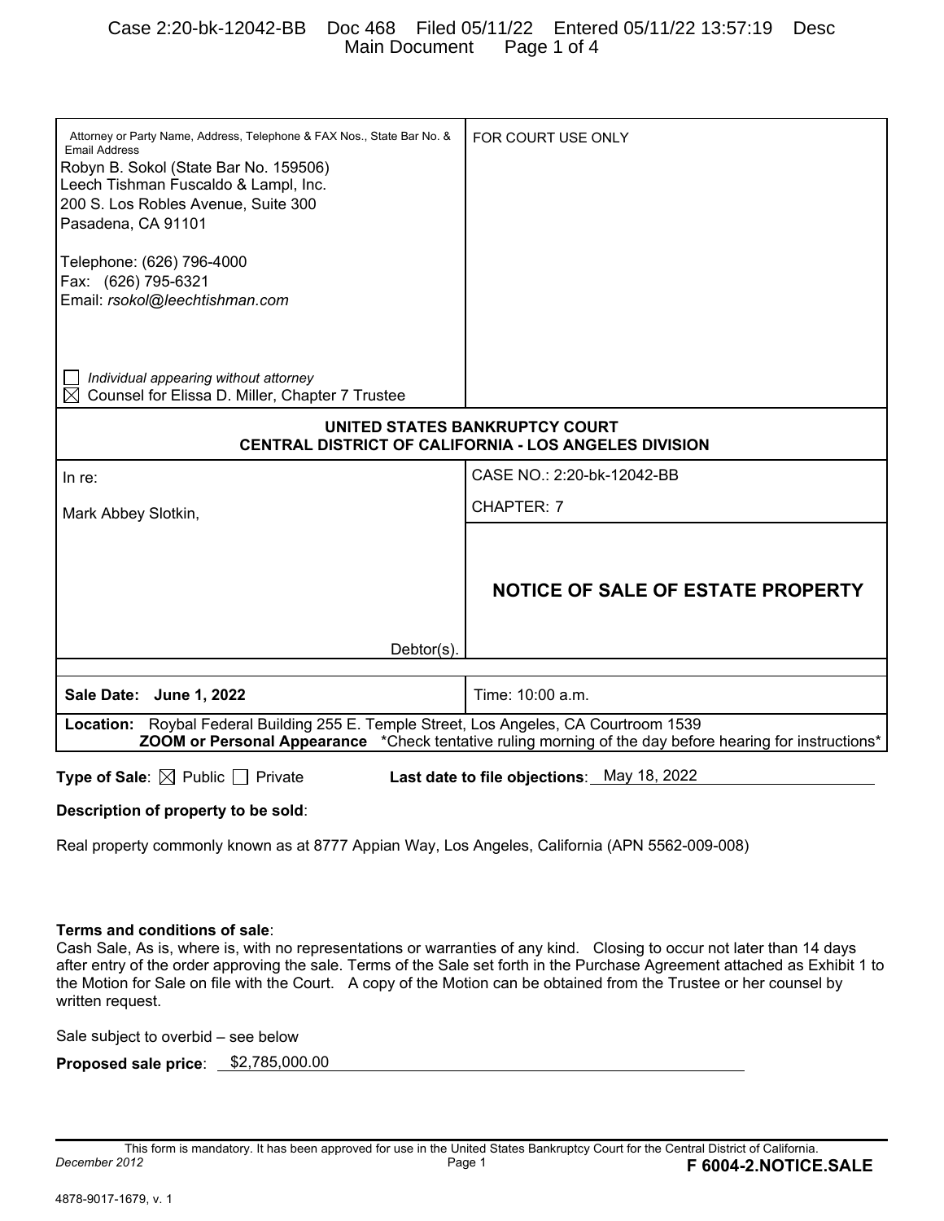Attorney or Party Name, Address, Telephone & FAX Nos., State Bar No. & Email Address

Robyn B. Sokol (State Bar No. 159506)
Leech Tishman Fuscaldo & Lampl, Inc.
200 S. Los Robles Avenue, Suite 300
Pasadena, CA 91101

Telephone: (626) 796-4000
Fax: (626) 795-6321
Email: *rsokol@leechtishman.com*

☐ *Individual appearing without attorney*
☒ Counsel for Elissa D. Miller, Chapter 7 Trustee

FOR COURT USE ONLY

**UNITED STATES BANKRUPTCY COURT**
**CENTRAL DISTRICT OF CALIFORNIA - LOS ANGELES DIVISION**

In re:

Mark Abbey Slotkin,

Debtor(s).

CASE NO.: 2:20-bk-12042-BB

CHAPTER: 7

## NOTICE OF SALE OF ESTATE PROPERTY

| **Sale Date: June 1, 2022** | Time: 10:00 a.m. |
|---|---|

**Location:** Roybal Federal Building 255 E. Temple Street, Los Angeles, CA Courtroom 1539
**ZOOM or Personal Appearance** *Check tentative ruling morning of the day before hearing for instructions*

**Type of Sale**: ☒ Public ☐ Private **Last date to file objections**: May 18, 2022

**Description of property to be sold**:

Real property commonly known as at 8777 Appian Way, Los Angeles, California (APN 5562-009-008)

**Terms and conditions of sale**:
Cash Sale, As is, where is, with no representations or warranties of any kind. Closing to occur not later than 14 days after entry of the order approving the sale. Terms of the Sale set forth in the Purchase Agreement attached as Exhibit 1 to the Motion for Sale on file with the Court. A copy of the Motion can be obtained from the Trustee or her counsel by written request.

Sale subject to overbid – see below

**Proposed sale price**: $2,785,000.00

This form is mandatory. It has been approved for use in the United States Bankruptcy Court for the Central District of California.

*December 2012* **F 6004-2.NOTICE.SALE**

4878-9017-1679, v. 1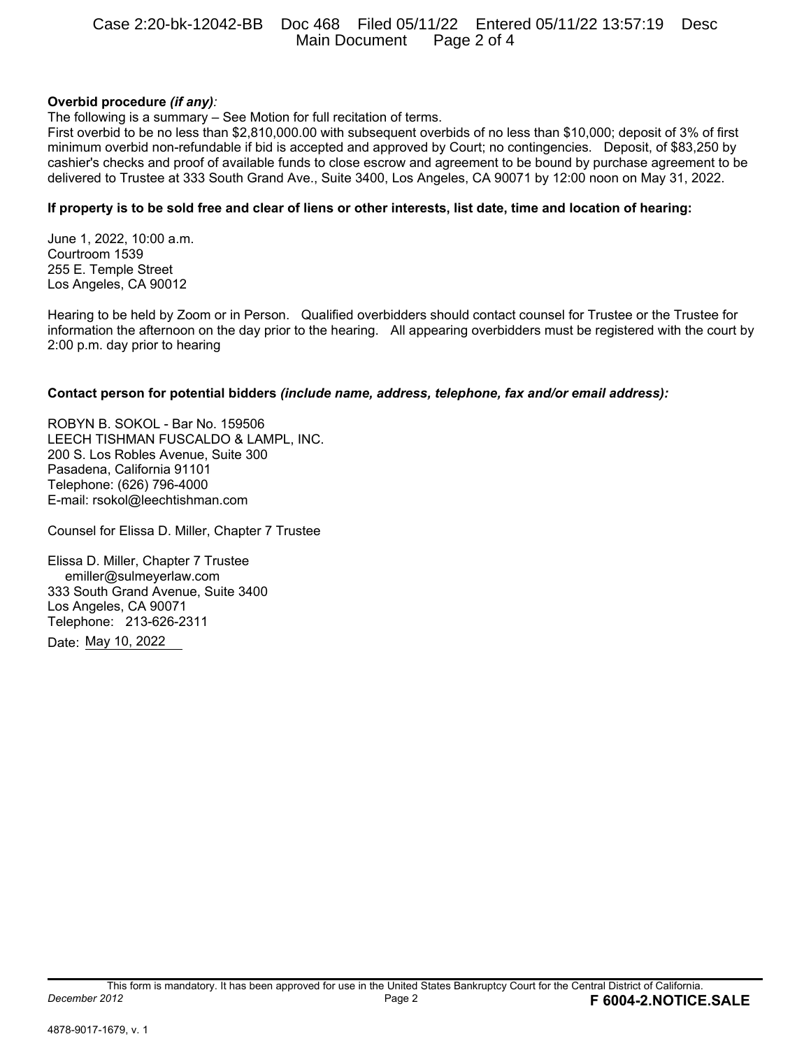**Overbid procedure *(if any)*:**

The following is a summary – See Motion for full recitation of terms.

First overbid to be no less than $2,810,000.00 with subsequent overbids of no less than $10,000; deposit of 3% of first minimum overbid non-refundable if bid is accepted and approved by Court; no contingencies. Deposit, of $83,250 by cashier's checks and proof of available funds to close escrow and agreement to be bound by purchase agreement to be delivered to Trustee at 333 South Grand Ave., Suite 3400, Los Angeles, CA 90071 by 12:00 noon on May 31, 2022.

**If property is to be sold free and clear of liens or other interests, list date, time and location of hearing:**

June 1, 2022, 10:00 a.m.
Courtroom 1539
255 E. Temple Street
Los Angeles, CA 90012

Hearing to be held by Zoom or in Person. Qualified overbidders should contact counsel for Trustee or the Trustee for information the afternoon on the day prior to the hearing. All appearing overbidders must be registered with the court by 2:00 p.m. day prior to hearing

**Contact person for potential bidders *(include name, address, telephone, fax and/or email address)*:**

ROBYN B. SOKOL - Bar No. 159506
LEECH TISHMAN FUSCALDO & LAMPL, INC.
200 S. Los Robles Avenue, Suite 300
Pasadena, California 91101
Telephone: (626) 796-4000
E-mail: rsokol@leechtishman.com

Counsel for Elissa D. Miller, Chapter 7 Trustee

Elissa D. Miller, Chapter 7 Trustee
emiller@sulmeyerlaw.com
333 South Grand Avenue, Suite 3400
Los Angeles, CA 90071
Telephone: 213-626-2311

Date: May 10, 2022

This form is mandatory. It has been approved for use in the United States Bankruptcy Court for the Central District of California.

December 2012 **F 6004-2.NOTICE.SALE**

4878-9017-1679, v. 1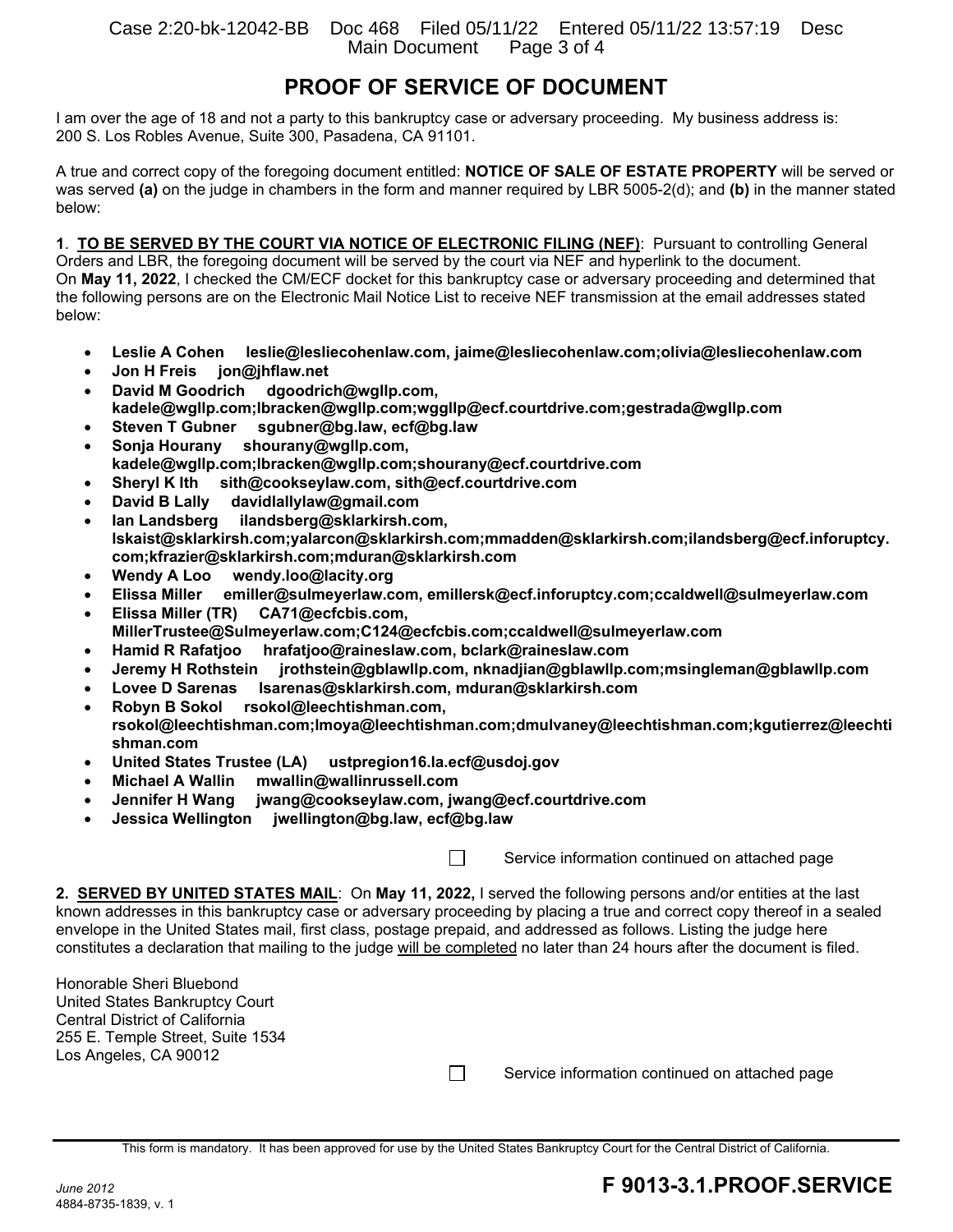# PROOF OF SERVICE OF DOCUMENT

I am over the age of 18 and not a party to this bankruptcy case or adversary proceeding. My business address is: 200 S. Los Robles Avenue, Suite 300, Pasadena, CA 91101.

A true and correct copy of the foregoing document entitled: **NOTICE OF SALE OF ESTATE PROPERTY** will be served or was served **(a)** on the judge in chambers in the form and manner required by LBR 5005-2(d); and **(b)** in the manner stated below:

**1**. **TO BE SERVED BY THE COURT VIA NOTICE OF ELECTRONIC FILING (NEF)**: Pursuant to controlling General Orders and LBR, the foregoing document will be served by the court via NEF and hyperlink to the document. On **May 11, 2022**, I checked the CM/ECF docket for this bankruptcy case or adversary proceeding and determined that the following persons are on the Electronic Mail Notice List to receive NEF transmission at the email addresses stated below:

- **Leslie A Cohen leslie@lesliecohenlaw.com, jaime@lesliecohenlaw.com;olivia@lesliecohenlaw.com**
- **Jon H Freis jon@jhflaw.net**
- **David M Goodrich dgoodrich@wgllp.com, kadele@wgllp.com;lbracken@wgllp.com;wgllp@ecf.courtdrive.com;gestrada@wgllp.com**
- **Steven T Gubner sgubner@bg.law, ecf@bg.law**
- **Sonja Hourany shourany@wgllp.com, kadele@wgllp.com;lbracken@wgllp.com;shourany@ecf.courtdrive.com**
- **Sheryl K Ith sith@cookseylaw.com, sith@ecf.courtdrive.com**
- **David B Lally davidlallylaw@gmail.com**
- **Ian Landsberg ilandsberg@sklarkirsh.com, lskaist@sklarkirsh.com;yalarcon@sklarkirsh.com;mmadden@sklarkirsh.com;ilandsberg@ecf.inforuptcy.com;kfrazier@sklarkirsh.com;mduran@sklarkirsh.com**
- **Wendy A Loo wendy.loo@lacity.org**
- **Elissa Miller emiller@sulmeyerlaw.com, emillersk@ecf.inforuptcy.com;ccaldwell@sulmeyerlaw.com**
- **Elissa Miller (TR) CA71@ecfcbis.com, MillerTrustee@Sulmeyerlaw.com;C124@ecfcbis.com;ccaldwell@sulmeyerlaw.com**
- **Hamid R Rafatjoo hrafatjoo@raineslaw.com, bclark@raineslaw.com**
- **Jeremy H Rothstein jrothstein@gblawllp.com, nknadjian@gblawllp.com;msingleman@gblawllp.com**
- **Lovee D Sarenas lsarenas@sklarkirsh.com, mduran@sklarkirsh.com**
- **Robyn B Sokol rsokol@leechtishman.com, rsokol@leechtishman.com;lmoya@leechtishman.com;dmulvaney@leechtishman.com;kgutierrez@leechtishman.com**
- **United States Trustee (LA) ustpregion16.la.ecf@usdoj.gov**
- **Michael A Wallin mwallin@wallinrussell.com**
- **Jennifer H Wang jwang@cookseylaw.com, jwang@ecf.courtdrive.com**
- **Jessica Wellington jwellington@bg.law, ecf@bg.law**

☐ Service information continued on attached page

**2. SERVED BY UNITED STATES MAIL**: On **May 11, 2022,** I served the following persons and/or entities at the last known addresses in this bankruptcy case or adversary proceeding by placing a true and correct copy thereof in a sealed envelope in the United States mail, first class, postage prepaid, and addressed as follows. Listing the judge here constitutes a declaration that mailing to the judge will be completed no later than 24 hours after the document is filed.

Honorable Sheri Bluebond
United States Bankruptcy Court
Central District of California
255 E. Temple Street, Suite 1534
Los Angeles, CA 90012

☐ Service information continued on attached page

This form is mandatory. It has been approved for use by the United States Bankruptcy Court for the Central District of California.

*June 2012* **F 9013-3.1.PROOF.SERVICE**

4884-8735-1839, v. 1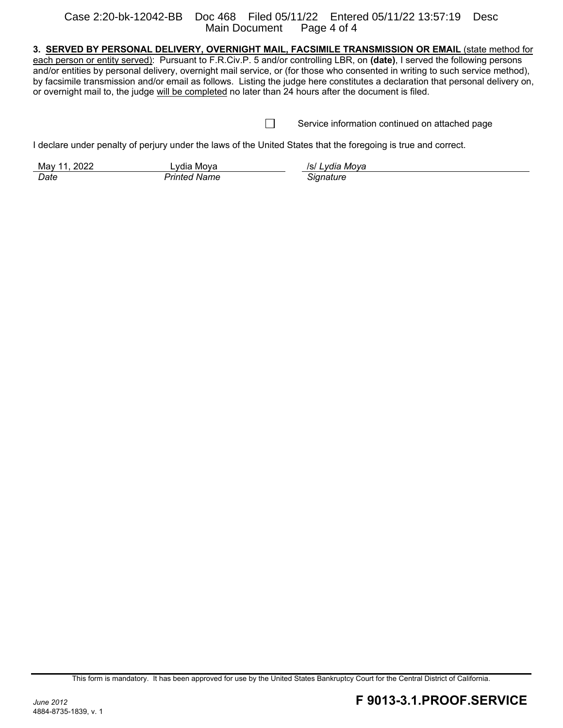**3. <u>SERVED BY PERSONAL DELIVERY, OVERNIGHT MAIL, FACSIMILE TRANSMISSION OR EMAIL</u>** <u>(state method for each person or entity served)</u>: Pursuant to F.R.Civ.P. 5 and/or controlling LBR, on **(date)**, I served the following persons and/or entities by personal delivery, overnight mail service, or (for those who consented in writing to such service method), by facsimile transmission and/or email as follows. Listing the judge here constitutes a declaration that personal delivery on, or overnight mail to, the judge <u>will be completed</u> no later than 24 hours after the document is filed.

☐ Service information continued on attached page

I declare under penalty of perjury under the laws of the United States that the foregoing is true and correct.

| | | |
|---|---|---|
| May 11, 2022 | Lydia Moya | /s/ *Lydia Moya* |
| *Date* | *Printed Name* | *Signature* |

This form is mandatory. It has been approved for use by the United States Bankruptcy Court for the Central District of California.

*June 2012*
4884-8735-1839, v. 1

**F 9013-3.1.PROOF.SERVICE**